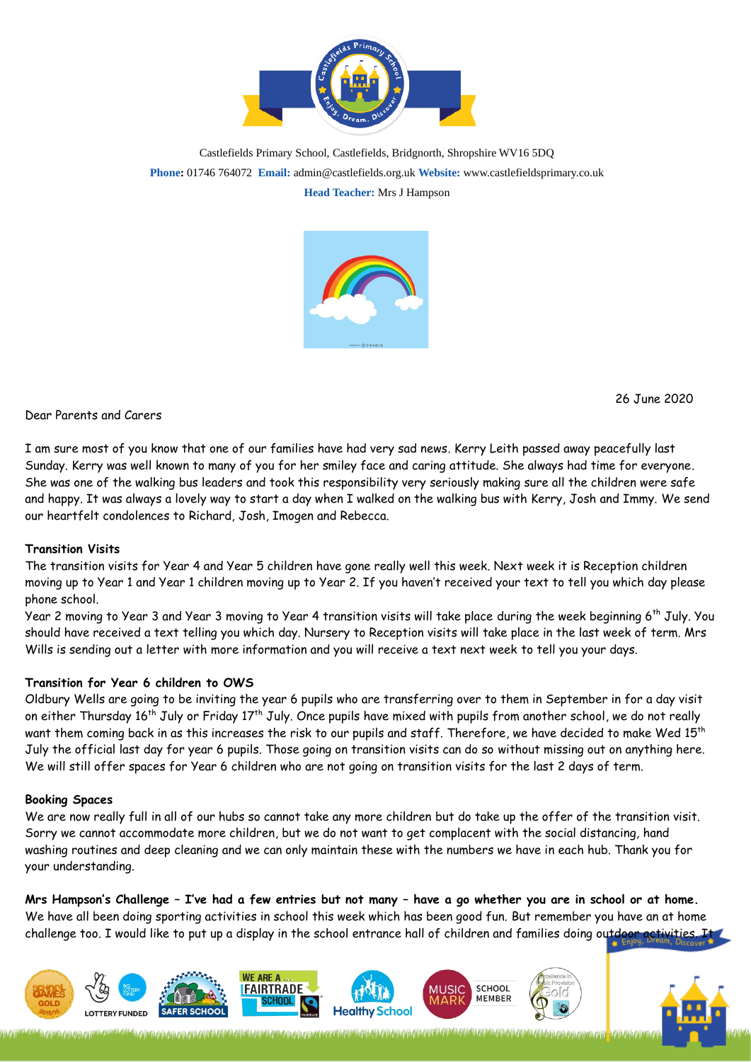Castlefields Primary School, Castlefields, Bridgnorth, Shropshire WV16 5DQ

**Phone:** 01746 764072 **Email:** admin@castlefields.org.uk **Website:** www.castlefieldsprimary.co.uk

**Head Teacher:** Mrs J Hampson

26 June 2020

Dear Parents and Carers

I am sure most of you know that one of our families have had very sad news. Kerry Leith passed away peacefully last Sunday. Kerry was well known to many of you for her smiley face and caring attitude. She always had time for everyone. She was one of the walking bus leaders and took this responsibility very seriously making sure all the children were safe and happy. It was always a lovely way to start a day when I walked on the walking bus with Kerry, Josh and Immy. We send our heartfelt condolences to Richard, Josh, Imogen and Rebecca.

**Transition Visits**

The transition visits for Year 4 and Year 5 children have gone really well this week. Next week it is Reception children moving up to Year 1 and Year 1 children moving up to Year 2. If you haven't received your text to tell you which day please phone school.

Year 2 moving to Year 3 and Year 3 moving to Year 4 transition visits will take place during the week beginning 6th July. You should have received a text telling you which day. Nursery to Reception visits will take place in the last week of term. Mrs Wills is sending out a letter with more information and you will receive a text next week to tell you your days.

**Transition for Year 6 children to OWS**

Oldbury Wells are going to be inviting the year 6 pupils who are transferring over to them in September in for a day visit on either Thursday 16th July or Friday 17th July. Once pupils have mixed with pupils from another school, we do not really want them coming back in as this increases the risk to our pupils and staff. Therefore, we have decided to make Wed 15th July the official last day for year 6 pupils. Those going on transition visits can do so without missing out on anything here. We will still offer spaces for Year 6 children who are not going on transition visits for the last 2 days of term.

**Booking Spaces**

We are now really full in all of our hubs so cannot take any more children but do take up the offer of the transition visit. Sorry we cannot accommodate more children, but we do not want to get complacent with the social distancing, hand washing routines and deep cleaning and we can only maintain these with the numbers we have in each hub. Thank you for your understanding.

**Mrs Hampson's Challenge – I've had a few entries but not many – have a go whether you are in school or at home.**
We have all been doing sporting activities in school this week which has been good fun. But remember you have an at home challenge too. I would like to put up a display in the school entrance hall of children and families doing outdoor activities. It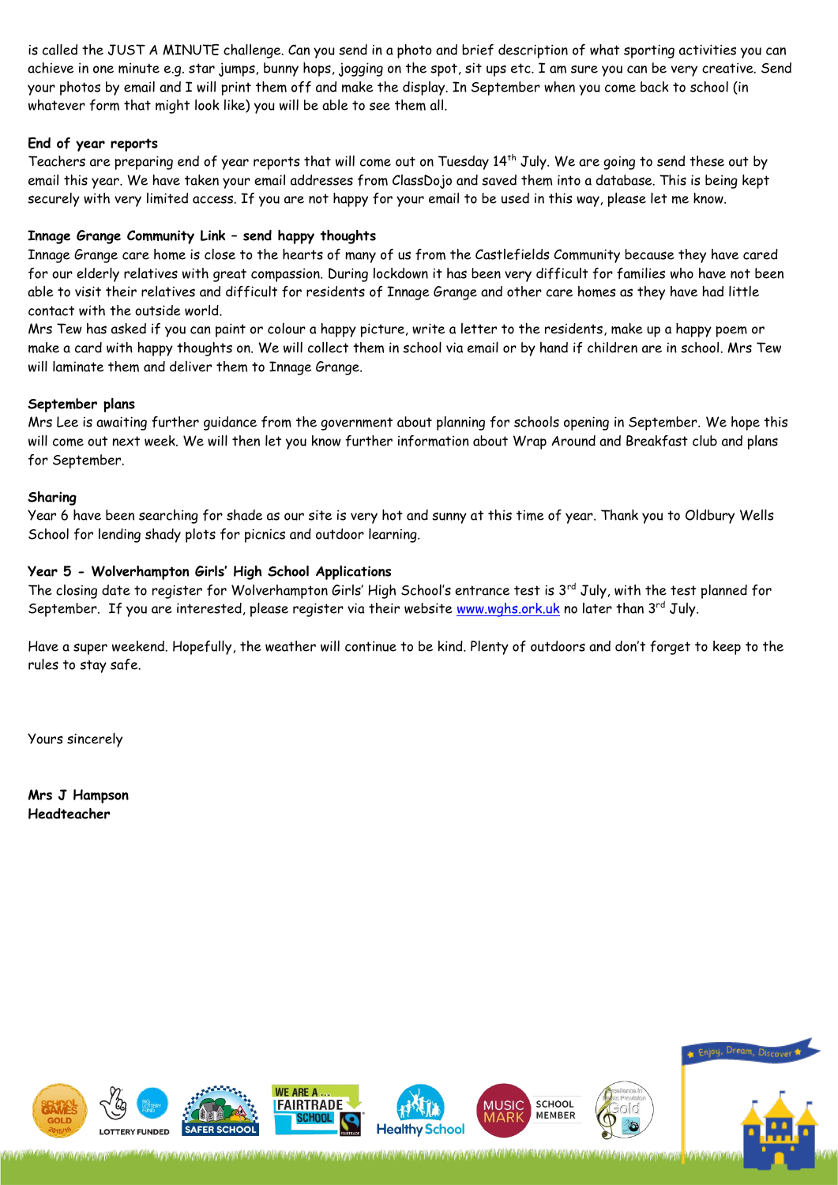is called the JUST A MINUTE challenge. Can you send in a photo and brief description of what sporting activities you can achieve in one minute e.g. star jumps, bunny hops, jogging on the spot, sit ups etc. I am sure you can be very creative. Send your photos by email and I will print them off and make the display. In September when you come back to school (in whatever form that might look like) you will be able to see them all.

**End of year reports**

Teachers are preparing end of year reports that will come out on Tuesday 14th July. We are going to send these out by email this year. We have taken your email addresses from ClassDojo and saved them into a database. This is being kept securely with very limited access. If you are not happy for your email to be used in this way, please let me know.

**Innage Grange Community Link – send happy thoughts**

Innage Grange care home is close to the hearts of many of us from the Castlefields Community because they have cared for our elderly relatives with great compassion. During lockdown it has been very difficult for families who have not been able to visit their relatives and difficult for residents of Innage Grange and other care homes as they have had little contact with the outside world.

Mrs Tew has asked if you can paint or colour a happy picture, write a letter to the residents, make up a happy poem or make a card with happy thoughts on. We will collect them in school via email or by hand if children are in school. Mrs Tew will laminate them and deliver them to Innage Grange.

**September plans**

Mrs Lee is awaiting further guidance from the government about planning for schools opening in September. We hope this will come out next week. We will then let you know further information about Wrap Around and Breakfast club and plans for September.

**Sharing**

Year 6 have been searching for shade as our site is very hot and sunny at this time of year. Thank you to Oldbury Wells School for lending shady plots for picnics and outdoor learning.

**Year 5 - Wolverhampton Girls' High School Applications**

The closing date to register for Wolverhampton Girls' High School's entrance test is 3rd July, with the test planned for September. If you are interested, please register via their website www.wghs.ork.uk no later than 3rd July.

Have a super weekend. Hopefully, the weather will continue to be kind. Plenty of outdoors and don't forget to keep to the rules to stay safe.

Yours sincerely

**Mrs J Hampson**
**Headteacher**